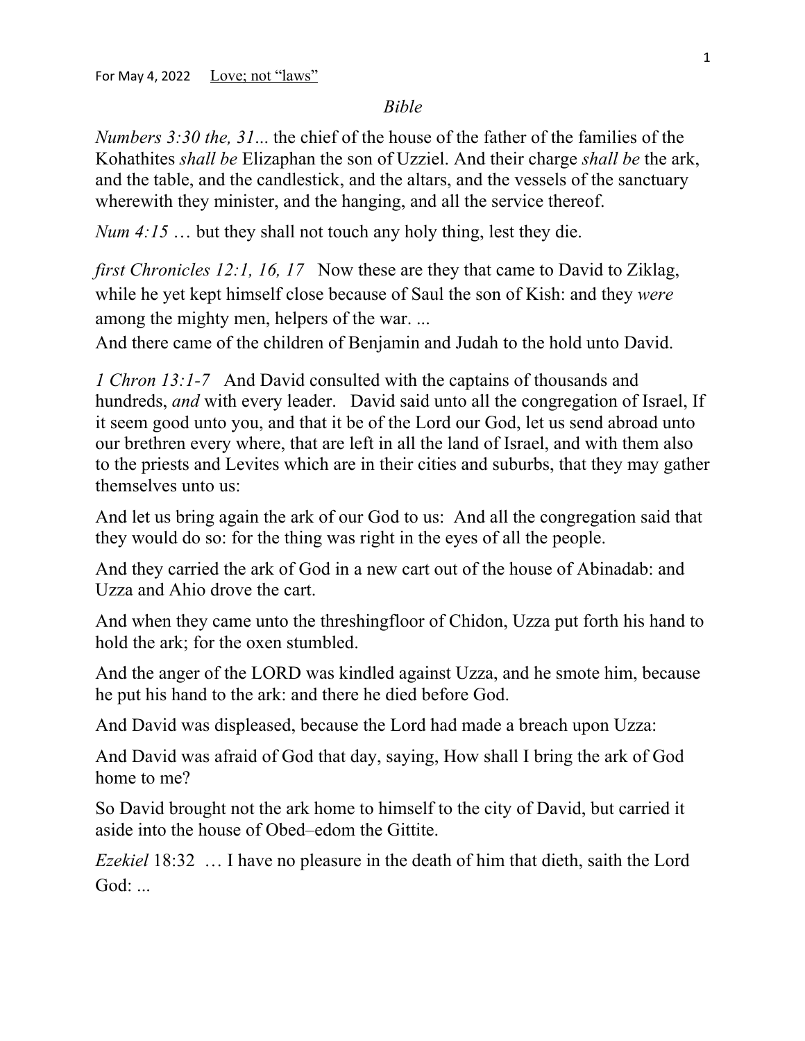For May 4, 2022 Love; not "laws"

*Bible*

*Numbers 3:30 the, 31*... the chief of the house of the father of the families of the Kohathites *shall be* Elizaphan the son of Uzziel. And their charge *shall be* the ark, and the table, and the candlestick, and the altars, and the vessels of the sanctuary wherewith they minister, and the hanging, and all the service thereof.

*Num 4:15* … but they shall not touch any holy thing, lest they die.

*first Chronicles 12:1, 16, 17* Now these are they that came to David to Ziklag, while he yet kept himself close because of Saul the son of Kish: and they *were* among the mighty men, helpers of the war. ...
And there came of the children of Benjamin and Judah to the hold unto David.

*1 Chron 13:1-7* And David consulted with the captains of thousands and hundreds, *and* with every leader. David said unto all the congregation of Israel, If it seem good unto you, and that it be of the Lord our God, let us send abroad unto our brethren every where, that are left in all the land of Israel, and with them also to the priests and Levites which are in their cities and suburbs, that they may gather themselves unto us:

And let us bring again the ark of our God to us: And all the congregation said that they would do so: for the thing was right in the eyes of all the people.

And they carried the ark of God in a new cart out of the house of Abinadab: and Uzza and Ahio drove the cart.

And when they came unto the threshingfloor of Chidon, Uzza put forth his hand to hold the ark; for the oxen stumbled.

And the anger of the LORD was kindled against Uzza, and he smote him, because he put his hand to the ark: and there he died before God.

And David was displeased, because the Lord had made a breach upon Uzza:

And David was afraid of God that day, saying, How shall I bring the ark of God home to me?

So David brought not the ark home to himself to the city of David, but carried it aside into the house of Obed–edom the Gittite.

*Ezekiel* 18:32 … I have no pleasure in the death of him that dieth, saith the Lord God: ...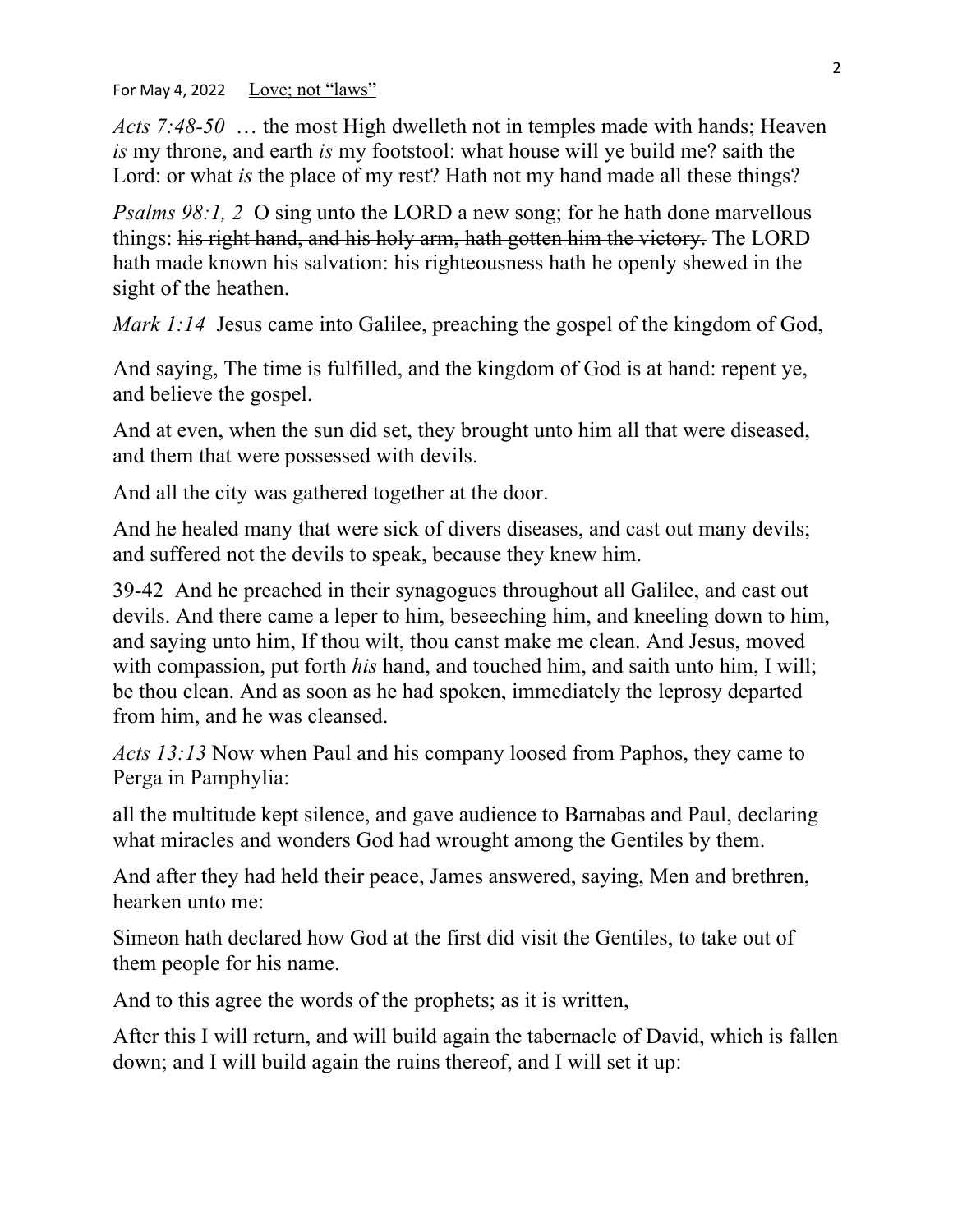For May 4, 2022 <u>Love; not “laws”</u>

*Acts 7:48-50* … the most High dwelleth not in temples made with hands; Heaven *is* my throne, and earth *is* my footstool: what house will ye build me? saith the Lord: or what *is* the place of my rest? Hath not my hand made all these things?

*Psalms 98:1, 2* O sing unto the LORD a new song; for he hath done marvellous things: ~~his right hand, and his holy arm, hath gotten him the victory.~~ The LORD hath made known his salvation: his righteousness hath he openly shewed in the sight of the heathen.

*Mark 1:14* Jesus came into Galilee, preaching the gospel of the kingdom of God,

And saying, The time is fulfilled, and the kingdom of God is at hand: repent ye, and believe the gospel.

And at even, when the sun did set, they brought unto him all that were diseased, and them that were possessed with devils.

And all the city was gathered together at the door.

And he healed many that were sick of divers diseases, and cast out many devils; and suffered not the devils to speak, because they knew him.

39-42 And he preached in their synagogues throughout all Galilee, and cast out devils. And there came a leper to him, beseeching him, and kneeling down to him, and saying unto him, If thou wilt, thou canst make me clean. And Jesus, moved with compassion, put forth *his* hand, and touched him, and saith unto him, I will; be thou clean. And as soon as he had spoken, immediately the leprosy departed from him, and he was cleansed.

*Acts 13:13* Now when Paul and his company loosed from Paphos, they came to Perga in Pamphylia:

all the multitude kept silence, and gave audience to Barnabas and Paul, declaring what miracles and wonders God had wrought among the Gentiles by them.

And after they had held their peace, James answered, saying, Men and brethren, hearken unto me:

Simeon hath declared how God at the first did visit the Gentiles, to take out of them people for his name.

And to this agree the words of the prophets; as it is written,

After this I will return, and will build again the tabernacle of David, which is fallen down; and I will build again the ruins thereof, and I will set it up: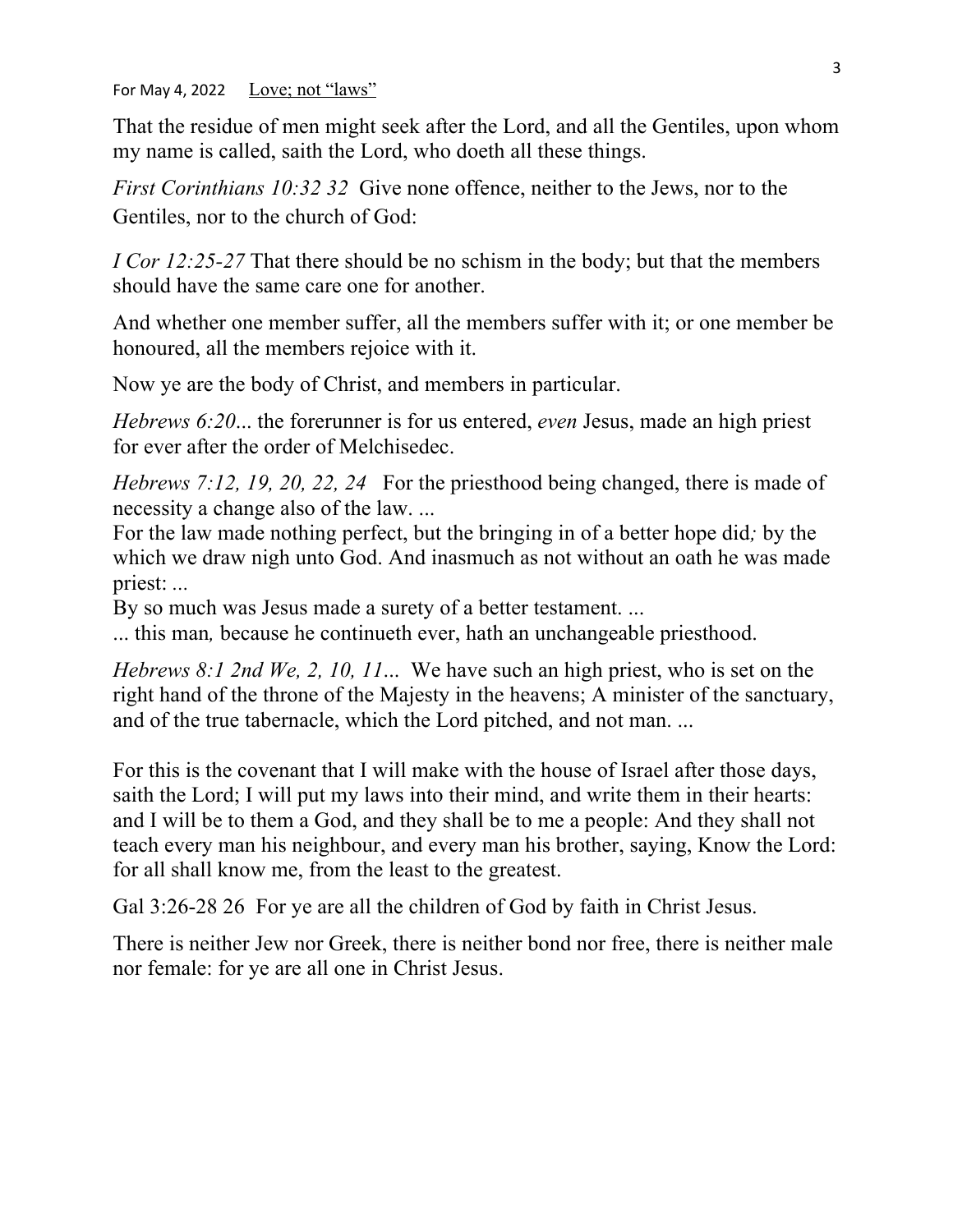For May 4, 2022 Love; not "laws"

That the residue of men might seek after the Lord, and all the Gentiles, upon whom my name is called, saith the Lord, who doeth all these things.

*First Corinthians 10:32 32* Give none offence, neither to the Jews, nor to the Gentiles, nor to the church of God:

*I Cor 12:25-27* That there should be no schism in the body; but that the members should have the same care one for another.

And whether one member suffer, all the members suffer with it; or one member be honoured, all the members rejoice with it.

Now ye are the body of Christ, and members in particular.

*Hebrews 6:20...* the forerunner is for us entered, *even* Jesus, made an high priest for ever after the order of Melchisedec.

*Hebrews 7:12, 19, 20, 22, 24* For the priesthood being changed, there is made of necessity a change also of the law. ...
For the law made nothing perfect, but the bringing in of a better hope did*;* by the which we draw nigh unto God. And inasmuch as not without an oath he was made priest: ...
By so much was Jesus made a surety of a better testament. ...
... this man*,* because he continueth ever, hath an unchangeable priesthood.

*Hebrews 8:1 2nd We, 2, 10, 11...* We have such an high priest, who is set on the right hand of the throne of the Majesty in the heavens; A minister of the sanctuary, and of the true tabernacle, which the Lord pitched, and not man. ...

For this is the covenant that I will make with the house of Israel after those days, saith the Lord; I will put my laws into their mind, and write them in their hearts: and I will be to them a God, and they shall be to me a people: And they shall not teach every man his neighbour, and every man his brother, saying, Know the Lord: for all shall know me, from the least to the greatest.

Gal 3:26-28 26 For ye are all the children of God by faith in Christ Jesus.

There is neither Jew nor Greek, there is neither bond nor free, there is neither male nor female: for ye are all one in Christ Jesus.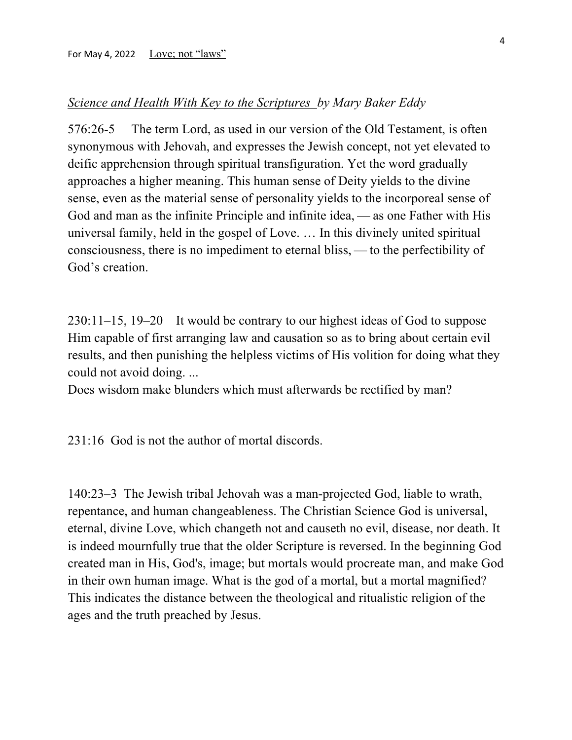For May 4, 2022 Love; not “laws”

*Science and Health With Key to the Scriptures by Mary Baker Eddy*

576:26-5 The term Lord, as used in our version of the Old Testament, is often synonymous with Jehovah, and expresses the Jewish concept, not yet elevated to deific apprehension through spiritual transfiguration. Yet the word gradually approaches a higher meaning. This human sense of Deity yields to the divine sense, even as the material sense of personality yields to the incorporeal sense of God and man as the infinite Principle and infinite idea, — as one Father with His universal family, held in the gospel of Love. … In this divinely united spiritual consciousness, there is no impediment to eternal bliss, — to the perfectibility of God’s creation.

230:11–15, 19–20 It would be contrary to our highest ideas of God to suppose Him capable of first arranging law and causation so as to bring about certain evil results, and then punishing the helpless victims of His volition for doing what they could not avoid doing. ...
Does wisdom make blunders which must afterwards be rectified by man?

231:16 God is not the author of mortal discords.

140:23–3 The Jewish tribal Jehovah was a man-projected God, liable to wrath, repentance, and human changeableness. The Christian Science God is universal, eternal, divine Love, which changeth not and causeth no evil, disease, nor death. It is indeed mournfully true that the older Scripture is reversed. In the beginning God created man in His, God's, image; but mortals would procreate man, and make God in their own human image. What is the god of a mortal, but a mortal magnified? This indicates the distance between the theological and ritualistic religion of the ages and the truth preached by Jesus.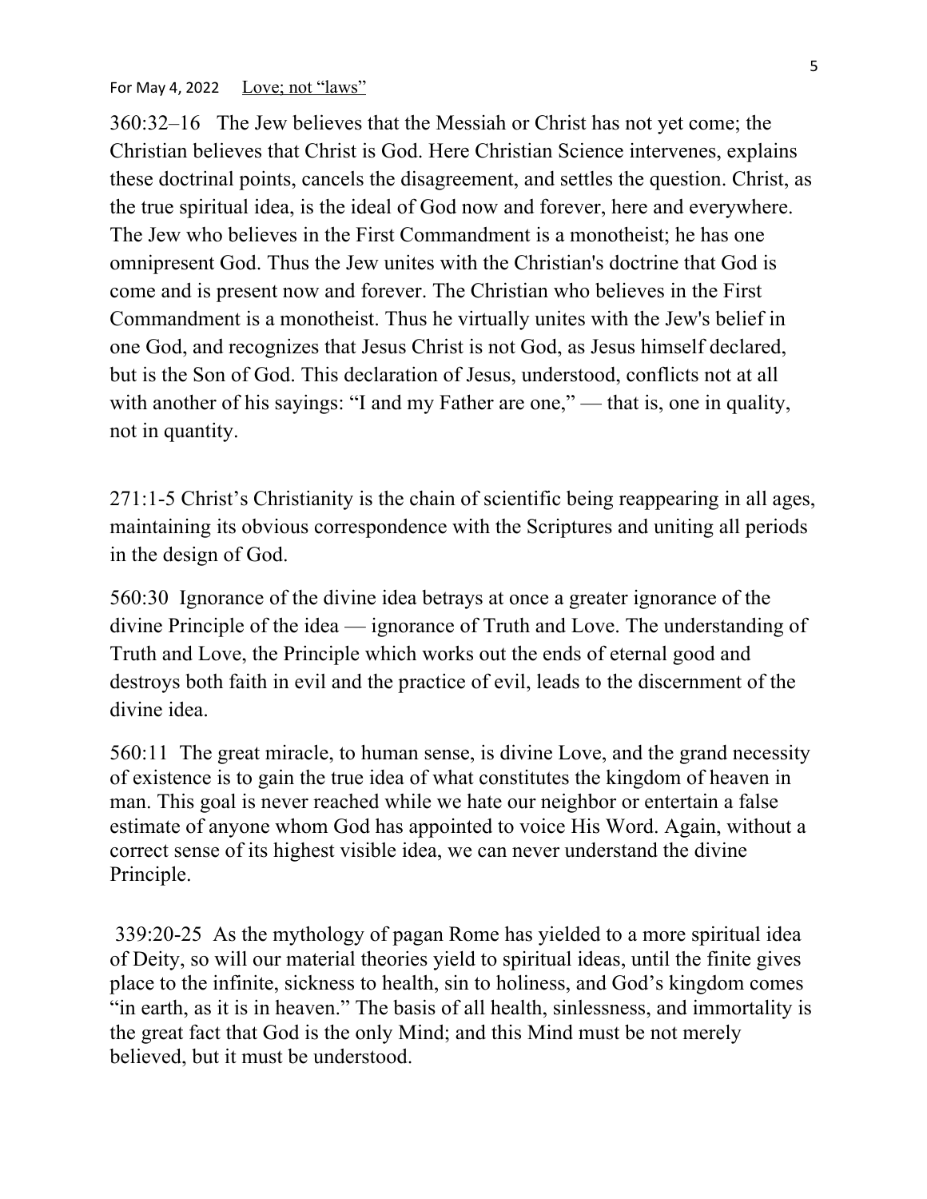For May 4, 2022 Love; not "laws"

360:32–16 The Jew believes that the Messiah or Christ has not yet come; the Christian believes that Christ is God. Here Christian Science intervenes, explains these doctrinal points, cancels the disagreement, and settles the question. Christ, as the true spiritual idea, is the ideal of God now and forever, here and everywhere. The Jew who believes in the First Commandment is a monotheist; he has one omnipresent God. Thus the Jew unites with the Christian's doctrine that God is come and is present now and forever. The Christian who believes in the First Commandment is a monotheist. Thus he virtually unites with the Jew's belief in one God, and recognizes that Jesus Christ is not God, as Jesus himself declared, but is the Son of God. This declaration of Jesus, understood, conflicts not at all with another of his sayings: "I and my Father are one," — that is, one in quality, not in quantity.

271:1-5 Christ's Christianity is the chain of scientific being reappearing in all ages, maintaining its obvious correspondence with the Scriptures and uniting all periods in the design of God.

560:30 Ignorance of the divine idea betrays at once a greater ignorance of the divine Principle of the idea — ignorance of Truth and Love. The understanding of Truth and Love, the Principle which works out the ends of eternal good and destroys both faith in evil and the practice of evil, leads to the discernment of the divine idea.

560:11 The great miracle, to human sense, is divine Love, and the grand necessity of existence is to gain the true idea of what constitutes the kingdom of heaven in man. This goal is never reached while we hate our neighbor or entertain a false estimate of anyone whom God has appointed to voice His Word. Again, without a correct sense of its highest visible idea, we can never understand the divine Principle.

339:20-25 As the mythology of pagan Rome has yielded to a more spiritual idea of Deity, so will our material theories yield to spiritual ideas, until the finite gives place to the infinite, sickness to health, sin to holiness, and God's kingdom comes "in earth, as it is in heaven." The basis of all health, sinlessness, and immortality is the great fact that God is the only Mind; and this Mind must be not merely believed, but it must be understood.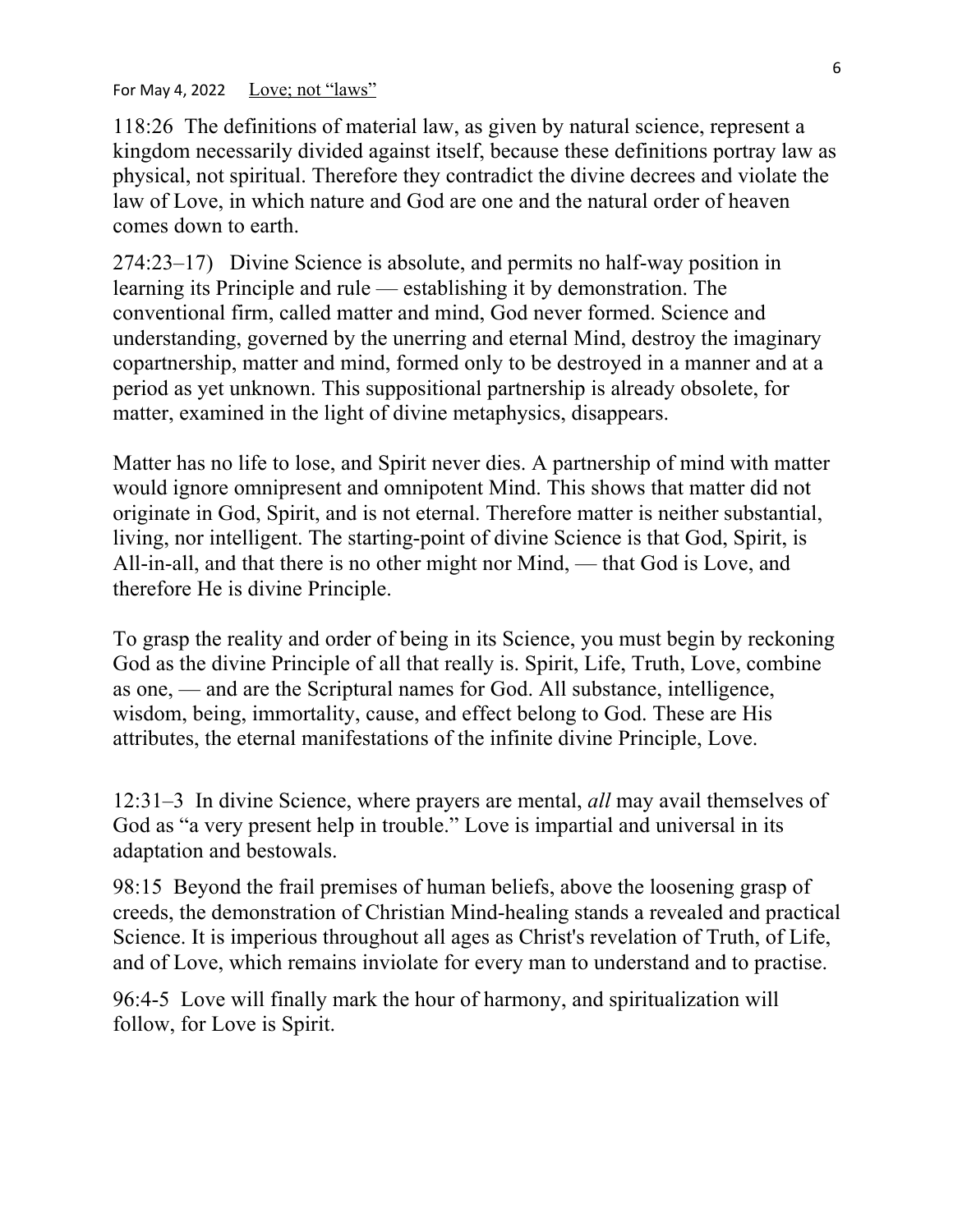For May 4, 2022 Love; not “laws”

118:26 The definitions of material law, as given by natural science, represent a kingdom necessarily divided against itself, because these definitions portray law as physical, not spiritual. Therefore they contradict the divine decrees and violate the law of Love, in which nature and God are one and the natural order of heaven comes down to earth.

274:23–17) Divine Science is absolute, and permits no half-way position in learning its Principle and rule — establishing it by demonstration. The conventional firm, called matter and mind, God never formed. Science and understanding, governed by the unerring and eternal Mind, destroy the imaginary copartnership, matter and mind, formed only to be destroyed in a manner and at a period as yet unknown. This suppositional partnership is already obsolete, for matter, examined in the light of divine metaphysics, disappears.

Matter has no life to lose, and Spirit never dies. A partnership of mind with matter would ignore omnipresent and omnipotent Mind. This shows that matter did not originate in God, Spirit, and is not eternal. Therefore matter is neither substantial, living, nor intelligent. The starting-point of divine Science is that God, Spirit, is All-in-all, and that there is no other might nor Mind, — that God is Love, and therefore He is divine Principle.

To grasp the reality and order of being in its Science, you must begin by reckoning God as the divine Principle of all that really is. Spirit, Life, Truth, Love, combine as one, — and are the Scriptural names for God. All substance, intelligence, wisdom, being, immortality, cause, and effect belong to God. These are His attributes, the eternal manifestations of the infinite divine Principle, Love.

12:31–3 In divine Science, where prayers are mental, *all* may avail themselves of God as “a very present help in trouble.” Love is impartial and universal in its adaptation and bestowals.

98:15 Beyond the frail premises of human beliefs, above the loosening grasp of creeds, the demonstration of Christian Mind-healing stands a revealed and practical Science. It is imperious throughout all ages as Christ's revelation of Truth, of Life, and of Love, which remains inviolate for every man to understand and to practise.

96:4-5 Love will finally mark the hour of harmony, and spiritualization will follow, for Love is Spirit.